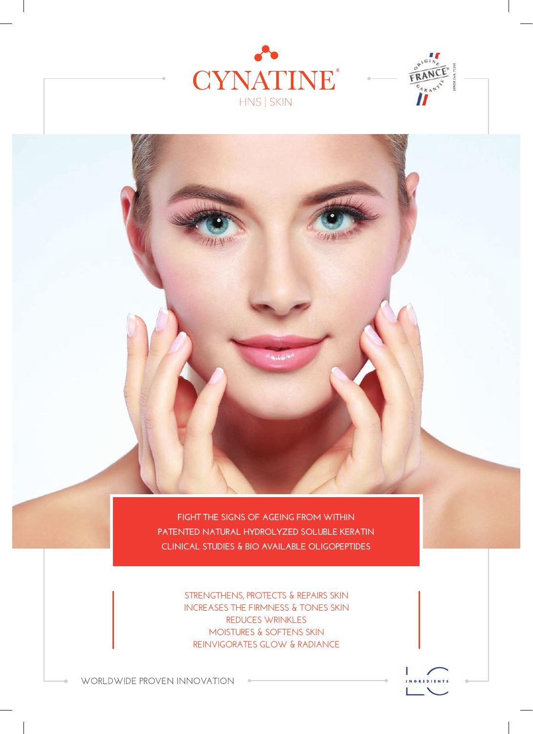# CYNATINE®

HNS | SKIN

ORIGINE FRANCE GARANTIE

FIGHT THE SIGNS OF AGEING FROM WITHIN
PATENTED NATURAL HYDROLYZED SOLUBLE KERATIN
CLINICAL STUDIES & BIO AVAILABLE OLIGOPEPTIDES

STRENGTHENS, PROTECTS & REPAIRS SKIN
INCREASES THE FIRMNESS & TONES SKIN
REDUCES WRINKLES
MOISTURES & SOFTENS SKIN
REINVIGORATES GLOW & RADIANCE

WORLDWIDE PROVEN INNOVATION

LC INGREDIENTS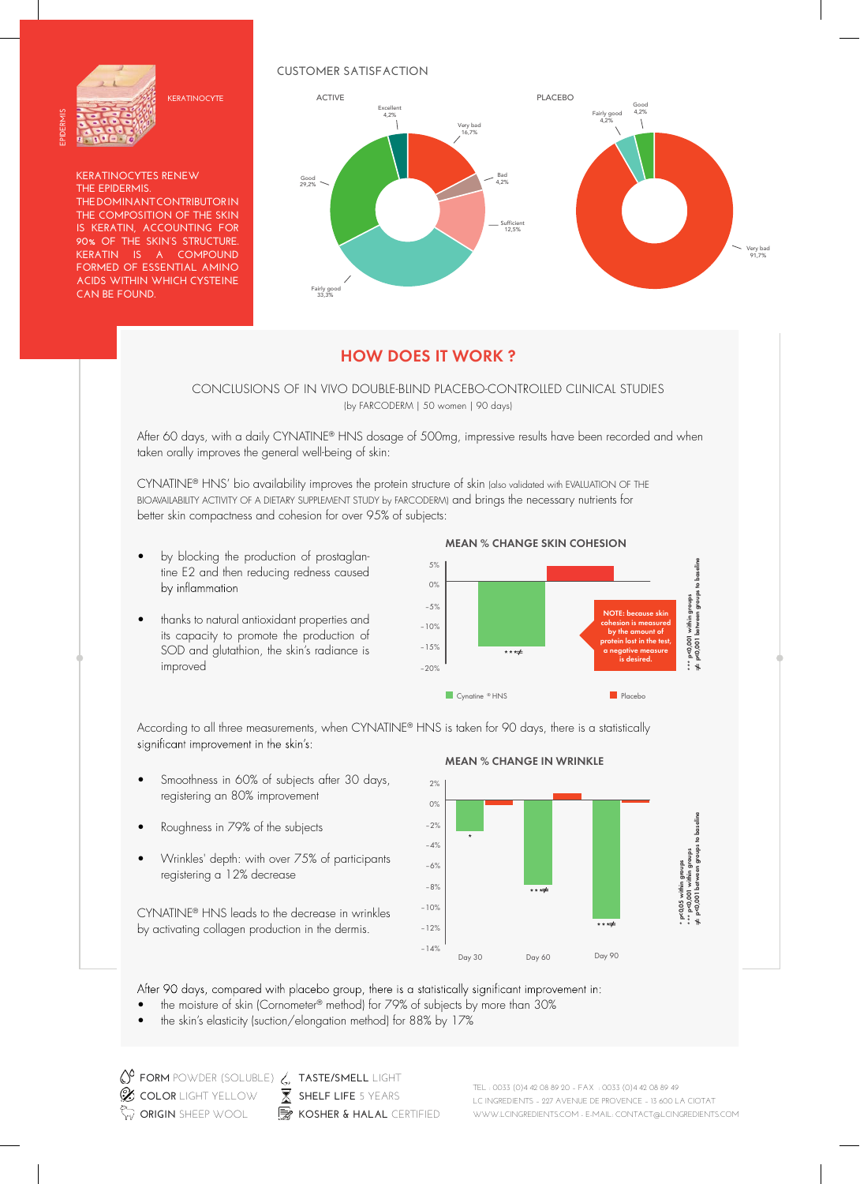EPIDERMIS

KERATINOCYTE

KERATINOCYTES RENEW THE EPIDERMIS.
THE DOMINANT CONTRIBUTOR IN THE COMPOSITION OF THE SKIN IS KERATIN, ACCOUNTING FOR 90% OF THE SKIN'S STRUCTURE. KERATIN IS A COMPOUND FORMED OF ESSENTIAL AMINO ACIDS WITHIN WHICH CYSTEINE CAN BE FOUND.

CUSTOMER SATISFACTION

ACTIVE

Excellent 4,2%
Very bad 16,7%
Bad 4,2%
Sufficient 12,5%
Fairly good 33,3%
Good 29,2%

PLACEBO

Good 4,2%
Fairly good 4,2%
Very bad 91,7%

## HOW DOES IT WORK ?

CONCLUSIONS OF IN VIVO DOUBLE-BLIND PLACEBO-CONTROLLED CLINICAL STUDIES
(by FARCODERM | 50 women | 90 days)

After 60 days, with a daily CYNATINE® HNS dosage of 500mg, impressive results have been recorded and when taken orally improves the general well-being of skin:

CYNATINE® HNS' bio availability improves the protein structure of skin (also validated with EVALUATION OF THE BIOAVAILABILITY ACTIVITY OF A DIETARY SUPPLEMENT STUDY by FARCODERM) and brings the necessary nutrients for better skin compactness and cohesion for over 95% of subjects:

- by blocking the production of prostaglantine E2 and then reducing redness caused by inflammation
- thanks to natural antioxidant properties and its capacity to promote the production of SOD and glutathion, the skin's radiance is improved

MEAN % CHANGE SKIN COHESION

5%
0%
-5%
-10%
-15%
-20%

***≠

NOTE: because skin cohesion is measured by the amount of protein lost in the test, a negative measure is desired.

Cynatine ® HNS
Placebo

*** p<0,001 within groups
≠ p<0,001 between groups to baseline

According to all three measurements, when CYNATINE® HNS is taken for 90 days, there is a statistically significant improvement in the skin's:

- Smoothness in 60% of subjects after 30 days, registering an 80% improvement
- Roughness in 79% of the subjects
- Wrinkles' depth: with over 75% of participants registering a 12% decrease

CYNATINE® HNS leads to the decrease in wrinkles by activating collagen production in the dermis.

MEAN % CHANGE IN WRINKLE

2%
0%
-2%
-4%
-6%
-8%
-10%
-12%
-14%

*
***≠
***≠

Day 30
Day 60
Day 90

* p<0,05 within groups
*** p<0,001 within groups
≠ p<0,001 between groups to baseline

After 90 days, compared with placebo group, there is a statistically significant improvement in:

- the moisture of skin (Cornometer® method) for 79% of subjects by more than 30%
- the skin's elasticity (suction/elongation method) for 88% by 17%

**FORM** POWDER (SOLUBLE)
**COLOR** LIGHT YELLOW
**ORIGIN** SHEEP WOOL
**TASTE/SMELL** LIGHT
**SHELF LIFE** 5 YEARS
**KOSHER & HALAL** CERTIFIED

TEL : 0033 (0)4 42 08 89 20 - FAX : 0033 (0)4 42 08 89 49
LC INGREDIENTS - 227 AVENUE DE PROVENCE - 13 600 LA CIOTAT
WWW.LCINGREDIENTS.COM - E-MAIL: CONTACT@LCINGREDIENTS.COM